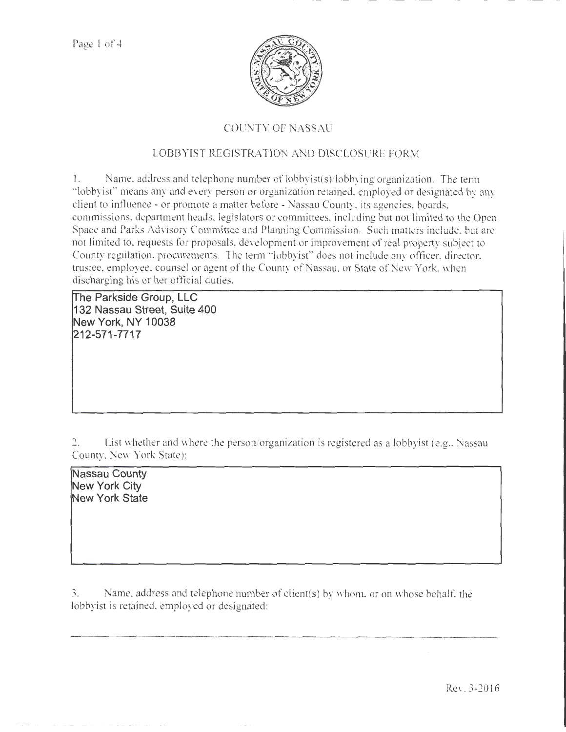# COUNTY OF NASSAU

## LOBBYIST REGISTRATION AND DISCLOSURE FORM

1. Name, address and telephone number of lobbyist(s)/lobbying organization. The term "lobbyist" means any and every person or organization retained, employed or designated by any client to influence - or promote a matter before - Nassau County, its agencies, boards, commissions, department heads, legislators or committees, including but not limited to the Open Space and Parks Advisory Committee and Planning Commission. Such matters include, but are not limited to, requests for proposals, development or improvement of real property subject to County regulation, procurements. The term "lobbyist" does not include any officer, director, trustee, employee, counsel or agent of the County of Nassau, or State of New York, when discharging his or her official duties.

The Parkside Group, LLC
132 Nassau Street, Suite 400
New York, NY 10038
212-571-7717

2. List whether and where the person/organization is registered as a lobbyist (e.g., Nassau County, New York State):

Nassau County
New York City
New York State

3. Name, address and telephone number of client(s) by whom, or on whose behalf, the lobbyist is retained, employed or designated:

Rev. 3-2016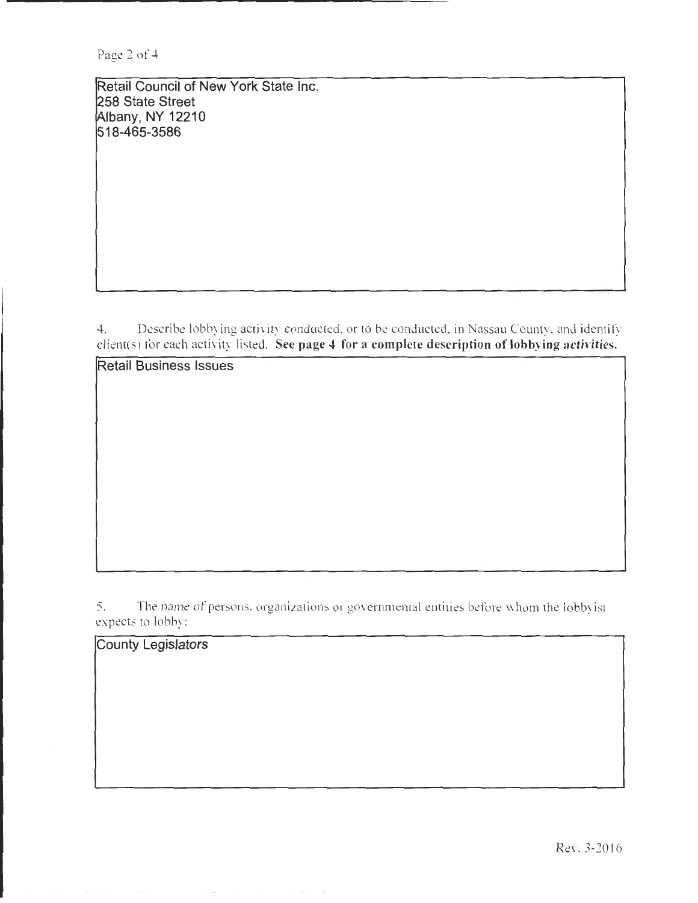Retail Council of New York State Inc.
258 State Street
Albany, NY 12210
518-465-3586

4. Describe lobbying activity conducted, or to be conducted, in Nassau County, and identify client(s) for each activity listed. **See page 4 for a complete description of lobbying activities.**

Retail Business Issues

5. The name of persons, organizations or governmental entities before whom the lobbyist expects to lobby:

County Legislators

Rev. 3-2016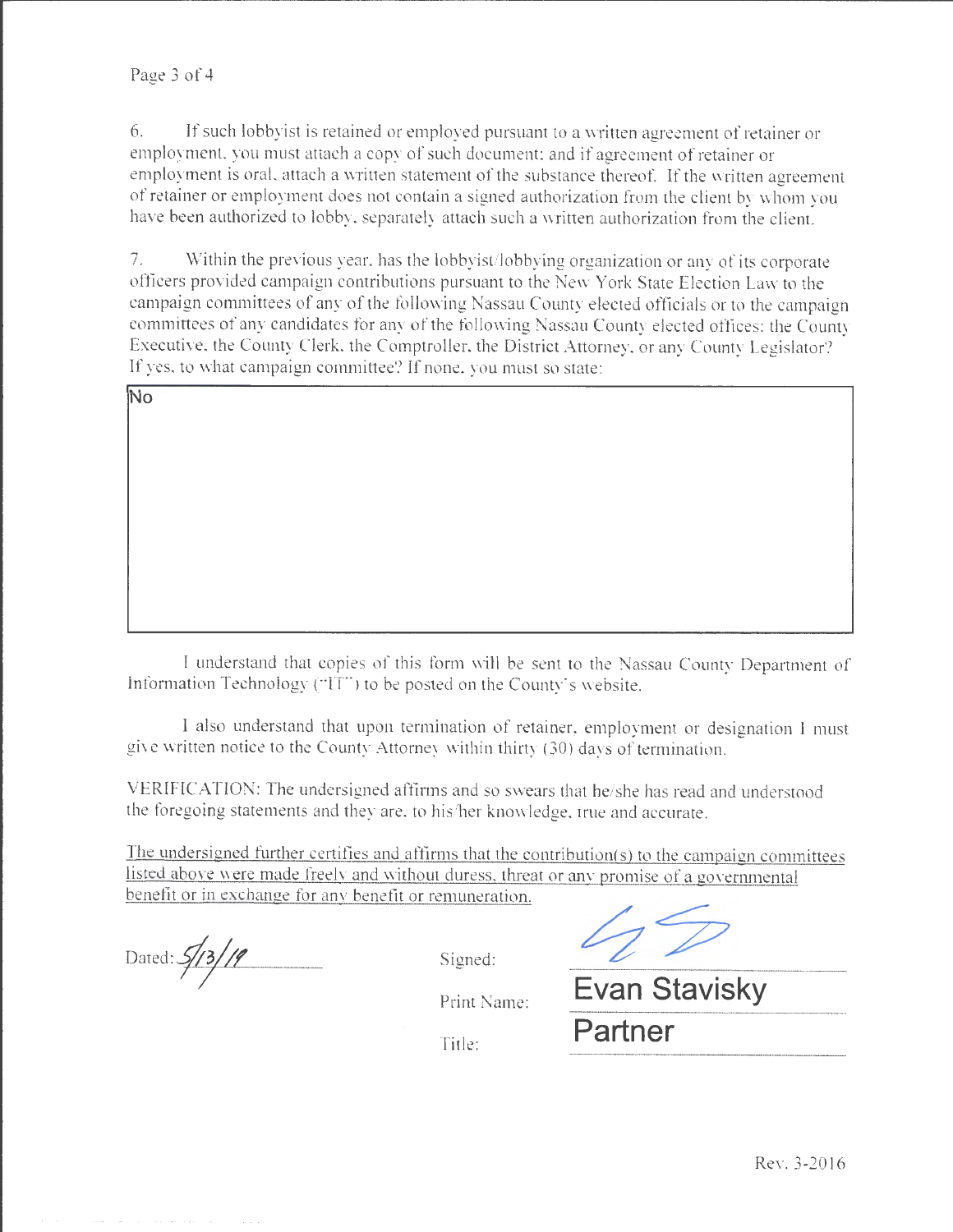6. If such lobbyist is retained or employed pursuant to a written agreement of retainer or employment, you must attach a copy of such document; and if agreement of retainer or employment is oral, attach a written statement of the substance thereof. If the written agreement of retainer or employment does not contain a signed authorization from the client by whom you have been authorized to lobby, separately attach such a written authorization from the client.

7. Within the previous year, has the lobbyist/lobbying organization or any of its corporate officers provided campaign contributions pursuant to the New York State Election Law to the campaign committees of any of the following Nassau County elected officials or to the campaign committees of any candidates for any of the following Nassau County elected offices: the County Executive, the County Clerk, the Comptroller, the District Attorney, or any County Legislator? If yes, to what campaign committee? If none, you must so state:

No

I understand that copies of this form will be sent to the Nassau County Department of Information Technology ("IT") to be posted on the County's website.

I also understand that upon termination of retainer, employment or designation I must give written notice to the County Attorney within thirty (30) days of termination.

VERIFICATION: The undersigned affirms and so swears that he/she has read and understood the foregoing statements and they are, to his/her knowledge, true and accurate.

The undersigned further certifies and affirms that the contribution(s) to the campaign committees listed above were made freely and without duress, threat or any promise of a governmental benefit or in exchange for any benefit or remuneration.

Dated: 5/13/19

Signed:

Print Name: Evan Stavisky

Title: Partner

Rev. 3-2016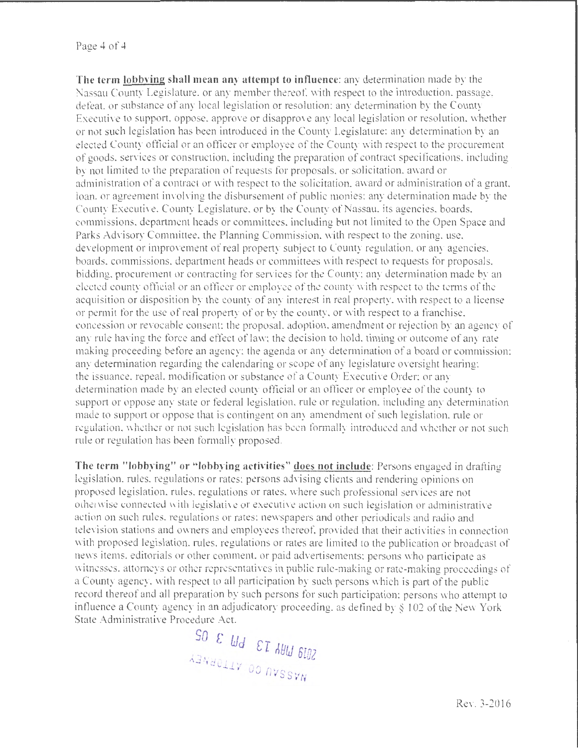**The term <u>lobbying</u> shall mean any attempt to influence**: any determination made by the Nassau County Legislature, or any member thereof, with respect to the introduction, passage, defeat, or substance of any local legislation or resolution; any determination by the County Executive to support, oppose, approve or disapprove any local legislation or resolution, whether or not such legislation has been introduced in the County Legislature; any determination by an elected County official or an officer or employee of the County with respect to the procurement of goods, services or construction, including the preparation of contract specifications, including by not limited to the preparation of requests for proposals, or solicitation, award or administration of a contract or with respect to the solicitation, award or administration of a grant, loan, or agreement involving the disbursement of public monies; any determination made by the County Executive, County Legislature, or by the County of Nassau, its agencies, boards, commissions, department heads or committees, including but not limited to the Open Space and Parks Advisory Committee, the Planning Commission, with respect to the zoning, use, development or improvement of real property subject to County regulation, or any agencies, boards, commissions, department heads or committees with respect to requests for proposals, bidding, procurement or contracting for services for the County; any determination made by an elected county official or an officer or employee of the county with respect to the terms of the acquisition or disposition by the county of any interest in real property, with respect to a license or permit for the use of real property of or by the county, or with respect to a franchise, concession or revocable consent; the proposal, adoption, amendment or rejection by an agency of any rule having the force and effect of law; the decision to hold, timing or outcome of any rate making proceeding before an agency; the agenda or any determination of a board or commission; any determination regarding the calendaring or scope of any legislature oversight hearing; the issuance, repeal, modification or substance of a County Executive Order; or any determination made by an elected county official or an officer or employee of the county to support or oppose any state or federal legislation, rule or regulation, including any determination made to support or oppose that is contingent on any amendment of such legislation, rule or regulation, whether or not such legislation has been formally introduced and whether or not such rule or regulation has been formally proposed.

**The term "lobbying" or "lobbying activities" <u>does not include</u>**: Persons engaged in drafting legislation, rules, regulations or rates; persons advising clients and rendering opinions on proposed legislation, rules, regulations or rates, where such professional services are not otherwise connected with legislative or executive action on such legislation or administrative action on such rules, regulations or rates; newspapers and other periodicals and radio and television stations and owners and employees thereof, provided that their activities in connection with proposed legislation, rules, regulations or rates are limited to the publication or broadcast of news items, editorials or other comment, or paid advertisements; persons who participate as witnesses, attorneys or other representatives in public rule-making or rate-making proceedings of a County agency, with respect to all participation by such persons which is part of the public record thereof and all preparation by such persons for such participation; persons who attempt to influence a County agency in an adjudicatory proceeding, as defined by § 102 of the New York State Administrative Procedure Act.

2019 MAY 13 PM 3 05
NASSAU CO ATTORNEY

Rev. 3-2016